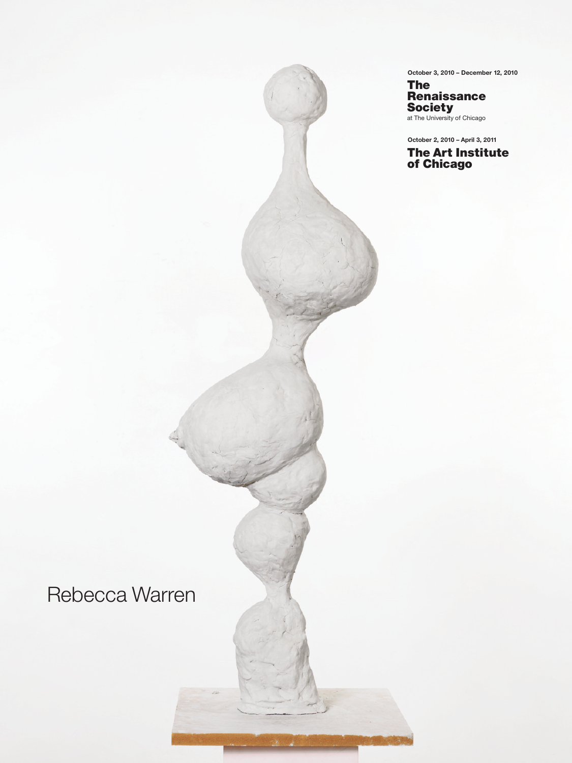October 3, 2010 – December 12, 2010

**The Renaissance Society**
at The University of Chicago

October 2, 2010 – April 3, 2011

**The Art Institute of Chicago**

# Rebecca Warren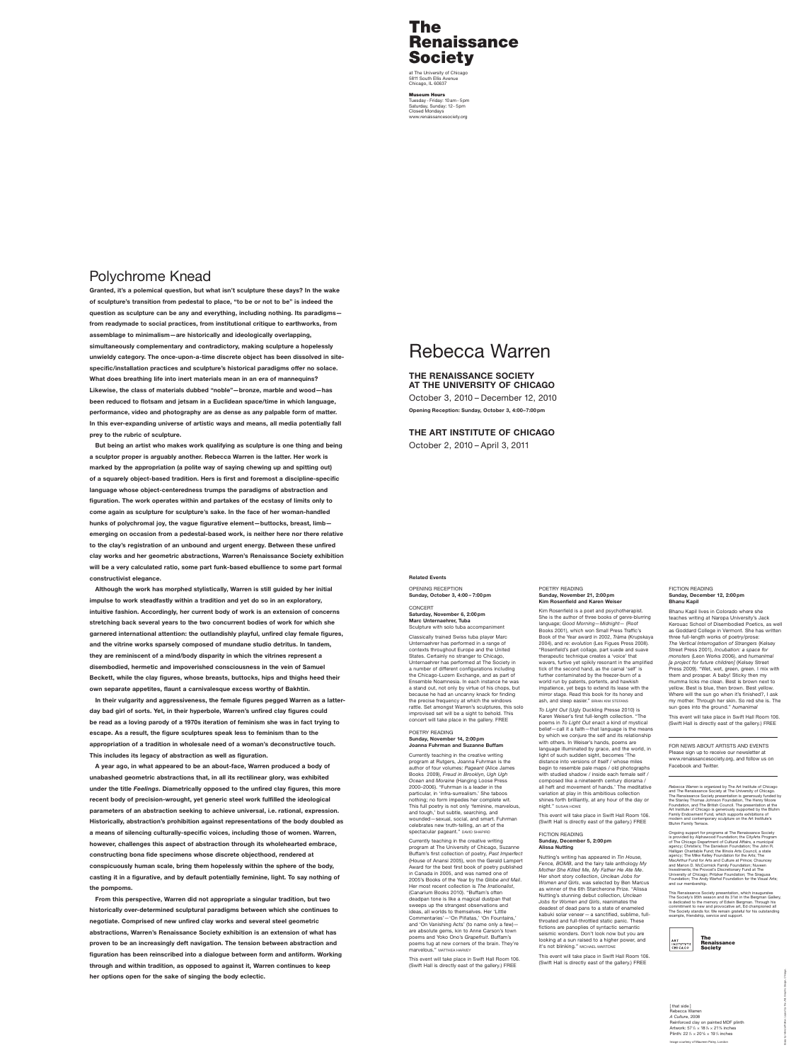# The Renaissance Society

at The University of Chicago
5811 South Ellis Avenue
Chicago, IL 60637

**Museum Hours**
Tuesday - Friday: 10am - 5pm
Saturday, Sunday: 12 - 5pm
Closed Mondays
www.renaissancesociety.org

## Polychrome Knead

**Granted, it's a polemical question, but what isn't sculpture these days? In the wake of sculpture's transition from pedestal to place, "to be or not to be" is indeed the question as sculpture can be any and everything, including nothing. Its paradigms—from readymade to social practices, from institutional critique to earthworks, from assemblage to minimalism—are historically and ideologically overlapping, simultaneously complementary and contradictory, making sculpture a hopelessly unwieldy category. The once-upon-a-time discrete object has been dissolved in site-specific/installation practices and sculpture's historical paradigms offer no solace. What does breathing life into inert materials mean in an era of mannequins? Likewise, the class of materials dubbed "noble"—bronze, marble and wood—has been reduced to flotsam and jetsam in a Euclidean space/time in which language, performance, video and photography are as dense as any palpable form of matter. In this ever-expanding universe of artistic ways and means, all media potentially fall prey to the rubric of sculpture.**

**But being an artist who makes work qualifying as sculpture is one thing and being a sculptor proper is arguably another. Rebecca Warren is the latter. Her work is marked by the appropriation (a polite way of saying chewing up and spitting out) of a squarely object-based tradition. Hers is first and foremost a discipline-specific language whose object-centeredness trumps the paradigms of abstraction and figuration. The work operates within and partakes of the ecstasy of limits only to come again as sculpture for sculpture's sake. In the face of her woman-handled hunks of polychromal joy, the vague figurative element—buttocks, breast, limb—emerging on occasion from a pedestal-based work, is neither here nor there relative to the clay's registration of an unbound and urgent energy. Between these unfired clay works and her geometric abstractions, Warren's Renaissance Society exhibition will be a very calculated ratio, some part funk-based ebullience to some part formal constructivist elegance.**

**Although the work has morphed stylistically, Warren is still guided by her initial impulse to work steadfastly within a tradition and yet do so in an exploratory, intuitive fashion. Accordingly, her current body of work is an extension of concerns stretching back several years to the two concurrent bodies of work for which she garnered international attention: the outlandishly playful, unfired clay female figures, and the vitrine works sparsely composed of mundane studio detritus. In tandem, they are reminiscent of a mind/body disparity in which the vitrines represent a disembodied, hermetic and impoverished consciousness in the vein of Samuel Beckett, while the clay figures, whose breasts, buttocks, hips and thighs heed their own separate appetites, flaunt a carnivalesque excess worthy of Bakhtin.**

**In their vulgarity and aggressiveness, the female figures pegged Warren as a latter-day bad girl of sorts. Yet, in their hyperbole, Warren's unfired clay figures could be read as a loving parody of a 1970s iteration of feminism she was in fact trying to escape. As a result, the figure sculptures speak less to feminism than to the appropriation of a tradition in wholesale need of a woman's deconstructive touch. This includes its legacy of abstraction as well as figuration.**

**A year ago, in what appeared to be an about-face, Warren produced a body of unabashed geometric abstractions that, in all its rectilinear glory, was exhibited under the title *Feelings*. Diametrically opposed to the unfired clay figures, this more recent body of precision-wrought, yet generic steel work fulfilled the ideological parameters of an abstraction seeking to achieve universal, i.e. rational, expression. Historically, abstraction's prohibition against representations of the body doubled as a means of silencing culturally-specific voices, including those of women. Warren, however, challenges this aspect of abstraction through its wholehearted embrace, constructing bona fide specimens whose discrete objecthood, rendered at conspicuously human scale, bring them hopelessly within the sphere of the body, casting it in a figurative, and by default potentially feminine, light. To say nothing of the pompoms.**

**From this perspective, Warren did not appropriate a singular tradition, but two historically over-determined sculptural paradigms between which she continues to negotiate. Comprised of new unfired clay works and several steel geometric abstractions, Warren's Renaissance Society exhibition is an extension of what has proven to be an increasingly deft navigation. The tension between abstraction and figuration has been reinscribed into a dialogue between form and antiform. Working through and within tradition, as opposed to against it, Warren continues to keep her options open for the sake of singing the body eclectic.**

# Rebecca Warren

### THE RENAISSANCE SOCIETY AT THE UNIVERSITY OF CHICAGO

October 3, 2010 – December 12, 2010

**Opening Reception: Sunday, October 3, 4:00–7:00pm**

### THE ART INSTITUTE OF CHICAGO

October 2, 2010 – April 3, 2011

**Related Events**

OPENING RECEPTION
**Sunday, October 3, 4:00 – 7:00pm**

CONCERT
**Saturday, November 6, 2:00pm**
**Marc Unternaehrer, Tuba**
Sculpture with solo tuba accompaniment

Classically trained Swiss tuba player Marc Unternaehrer has performed in a range of contexts throughout Europe and the United States. Certainly no stranger to Chicago, Unternaehrer has performed at The Society in a number of different configurations including the Chicago-Luzern Exchange, and as part of Ensemble Noamnesia. In each instance he was a stand out, not only by virtue of his chops, but because he had an uncanny knack for finding the precise frequency at which the windows rattle. Set amongst Warren's sculptures, this solo improvised set will be a sight to behold. This concert will take place in the gallery. FREE

POETRY READING
**Sunday, November 14, 2:00pm**
**Joanna Fuhrman and Suzanne Buffam**

Currently teaching in the creative writing program at Rutgers, Joanna Fuhrman is the author of four volumes: *Pageant* (Alice James Books 2009), *Freud in Brooklyn*, *Ugh Ugh Ocean* and *Moraine* (Hanging Loose Press 2000–2006). "Fuhrman is a leader in the particular, in 'infra-surrealism.' She taboos nothing; no form impedes her complete wit. This full poetry is not only 'feminine, marvelous, and tough,' but subtle, searching, and wounded—sexual, social, and smart. Fuhrman celebrates new truth-telling, an art of the spectacular pageant." DAVID SHAPIRO

Currently teaching in the creative writing program at The University of Chicago, Suzanne Buffam's first collection of poetry, *Past Imperfect* (House of Anansi 2005), won the Gerald Lampert Award for the best first book of poetry published in Canada in 2005, and was named one of 2005's Books of the Year by the *Globe and Mail*. Her most recent collection is *The Irrationalist*, (Canarium Books 2010). "Buffam's often deadpan tone is like a magical dustpan that sweeps up the strangest observations and ideas, all worlds to themselves. Her 'Little Commentaries'—'On Piñatas,' 'On Fountains,' and 'On Vanishing Acts' (to name only a few)—are absolute gems, kin to Anne Carson's town poems and Yoko Ono's *Grapefruit*. Buffam's poems tug at new corners of the brain. They're marvelous." MATTHEA HARVEY

This event will take place in Swift Hall Room 106. (Swift Hall is directly east of the gallery.) FREE

POETRY READING
**Sunday, November 21, 2:00pm**
**Kim Rosenfield and Karen Weiser**

Kim Rosenfield is a poet and psychotherapist. She is the author of three books of genre-blurring language; *Good Morning—Midnight—* (Roof Books 2001), which won Small Press Traffic's Book of the Year award in 2002, *Tràma* (Krupskaya 2004), and *re: evolution* (Les Figues Press 2008). "Rosenfield's part collage, part suede and suave therapeutic technique creates a 'voice' that wavers, furtive yet spikily resonant in the amplified tick of the second hand, as the carnal 'self' is further contaminated by the freezer-burn of a world run by patents, portents, and hawkish impatience, yet begs to extend its lease with the mirror stage. Read this book for its honey and ash, and sleep easier." BRIAN KIM STEFANS

*To Light Out* (Ugly Duckling Presse 2010) is Karen Weiser's first full-length collection. "The poems in *To Light Out* enact a kind of mystical belief—call it a faith—that language is the means by which we conjure the self and its relationship with others. In Weiser's hands, poems are language illuminated by grace, and the world, in light of such sudden sight, becomes 'The distance into versions of itself / whose miles begin to resemble pale maps / old photographs with studied shadow / inside each female self / composed like a nineteenth century diorama / all heft and movement of hands.' The meditative variation at play in this ambitious collection shines forth brilliantly, at any hour of the day or night." SUSAN HOWE

This event will take place in Swift Hall Room 106. (Swift Hall is directly east of the gallery.) FREE

FICTION READING
**Sunday, December 5, 2:00pm**
**Alissa Nutting**

Nutting's writing has appeared in *Tin House*, *Fence*, *BOMB*, and the fairy tale anthology *My Mother She Killed Me, My Father He Ate Me*. Her short story collection, *Unclean Jobs for Women and Girls*, was selected by Ben Marcus as winner of the 6th Starcherone Prize. "Alissa Nutting's stunning debut collection, *Unclean Jobs for Women and Girls*, reanimates the deadest of dead pans to a state of enameled kabuki solar veneer—a sanctified, sublime, full-throated and full-throttled static panic. These fictions are panoplies of syntactic semantic seismic wonders. Don't look now but you are looking at a sun raised to a higher power, and it's not blinking." MICHAEL MARTONE

This event will take place in Swift Hall Room 106. (Swift Hall is directly east of the gallery.) FREE

FICTION READING
**Sunday, December 12, 2:00pm**
**Bhanu Kapil**

Bhanu Kapil lives in Colorado where she teaches writing at Naropa University's Jack Kerouac School of Disembodied Poetics, as well as Goddard College in Vermont. She has written three full-length works of poetry/prose: *The Vertical Interrogation of Strangers* (Kelsey Street Press 2001), *Incubation: a space for monsters* (Leon Works 2006), and *humanimal [a project for future children]* (Kelsey Street Press 2009). "Wet, wet, green, green. I mix with them and prosper. A baby! Sticky then my mumma licks me clean. Best is brown next to yellow. Best is blue, then brown. Best yellow. Where will the sun go when it's finished?, I ask my mother. Through her skin. So red she is. The sun goes into the ground." *humanimal*

This event will take place in Swift Hall Room 106. (Swift Hall is directly east of the gallery.) FREE

FOR NEWS ABOUT ARTISTS AND EVENTS
Please sign up to receive our newsletter at www.renaissancesociety.org, and follow us on Facebook and Twitter.

*Rebecca Warren* is organized by The Art Institute of Chicago and The Renaissance Society at The University of Chicago. The Renaissance Society presentation is generously funded by the Stanley Thomas Johnson Foundation, The Henry Moore Foundation, and The British Council. The presentation at the Art Institute of Chicago is generously supported by the Bluhm Family Endowment Fund, which supports exhibitions of modern and contemporary sculpture on the Art Institute's Bluhm Family Terrace.

Ongoing support for programs at The Renaissance Society is provided by Alphawood Foundation; the CityArts Program of The Chicago Department of Cultural Affairs, a municipal agency; Christie's; The Danielson Foundation; The John R. Halligan Charitable Fund; the Illinois Arts Council, a state agency; The Mike Kelley Foundation for the Arts; The MacArthur Fund for Arts and Culture at Prince; Chauncey and Marion D. McCormick Family Foundation; Nuveen Investments; the Provost's Discretionary Fund at The University of Chicago; Pritzker Foundation; The Siragusa Foundation; The Andy Warhol Foundation for the Visual Arts; and our membership.

This Renaissance Society presentation, which inaugurates The Society's 95th season and its 31st in the Bergman Gallery, is dedicated to the memory of Edwin Bergman. Through his commitment to new and provocative art, Ed championed all The Society stands for. We remain grateful for his outstanding example, friendship, service and support.

ART INSTITUTE CHICAGO

The Renaissance Society

[ that side ]
Rebecca Warren
*A Culture*, 2008
Reinforced clay on painted MDF plinth
Artwork: 57 ¼ × 18 ⅞ × 21⅝ inches
Plinth: 22 ⅞ × 20⅛ × 19 ⅞ inches

Image courtesy of Maureen Paley, London